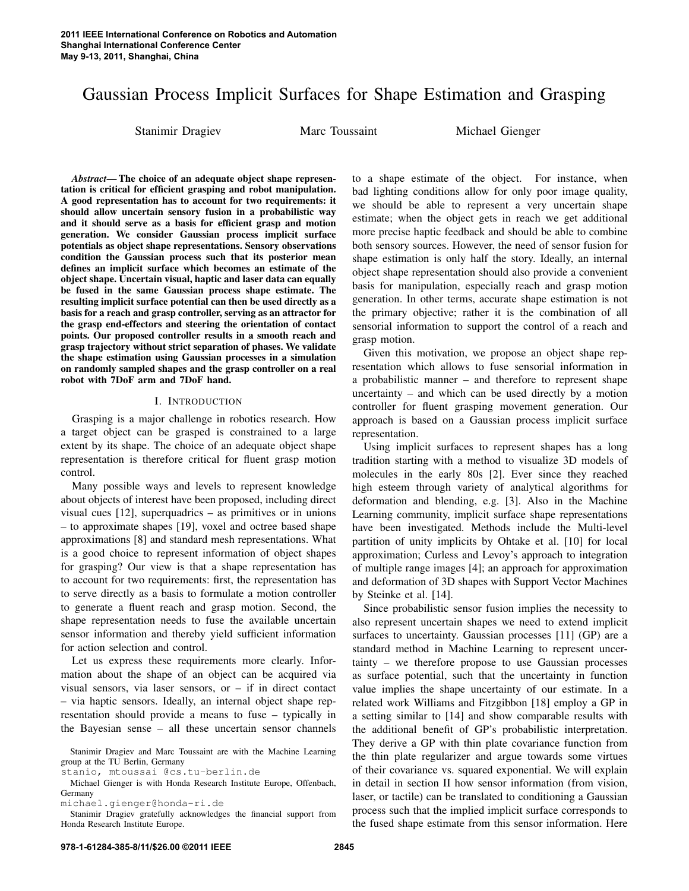# Gaussian Process Implicit Surfaces for Shape Estimation and Grasping

Stanimir Dragiev   Marc Toussaint   Michael Gienger

***Abstract*— The choice of an adequate object shape representation is critical for efficient grasping and robot manipulation. A good representation has to account for two requirements: it should allow uncertain sensory fusion in a probabilistic way and it should serve as a basis for efficient grasp and motion generation. We consider Gaussian process implicit surface potentials as object shape representations. Sensory observations condition the Gaussian process such that its posterior mean defines an implicit surface which becomes an estimate of the object shape. Uncertain visual, haptic and laser data can equally be fused in the same Gaussian process shape estimate. The resulting implicit surface potential can then be used directly as a basis for a reach and grasp controller, serving as an attractor for the grasp end-effectors and steering the orientation of contact points. Our proposed controller results in a smooth reach and grasp trajectory without strict separation of phases. We validate the shape estimation using Gaussian processes in a simulation on randomly sampled shapes and the grasp controller on a real robot with 7DoF arm and 7DoF hand.**

## I. Introduction

Grasping is a major challenge in robotics research. How a target object can be grasped is constrained to a large extent by its shape. The choice of an adequate object shape representation is therefore critical for fluent grasp motion control.

Many possible ways and levels to represent knowledge about objects of interest have been proposed, including direct visual cues [12], superquadrics – as primitives or in unions – to approximate shapes [19], voxel and octree based shape approximations [8] and standard mesh representations. What is a good choice to represent information of object shapes for grasping? Our view is that a shape representation has to account for two requirements: first, the representation has to serve directly as a basis to formulate a motion controller to generate a fluent reach and grasp motion. Second, the shape representation needs to fuse the available uncertain sensor information and thereby yield sufficient information for action selection and control.

Let us express these requirements more clearly. Information about the shape of an object can be acquired via visual sensors, via laser sensors, or – if in direct contact – via haptic sensors. Ideally, an internal object shape representation should provide a means to fuse – typically in the Bayesian sense – all these uncertain sensor channels to a shape estimate of the object. For instance, when bad lighting conditions allow for only poor image quality, we should be able to represent a very uncertain shape estimate; when the object gets in reach we get additional more precise haptic feedback and should be able to combine both sensory sources. However, the need of sensor fusion for shape estimation is only half the story. Ideally, an internal object shape representation should also provide a convenient basis for manipulation, especially reach and grasp motion generation. In other terms, accurate shape estimation is not the primary objective; rather it is the combination of all sensorial information to support the control of a reach and grasp motion.

Given this motivation, we propose an object shape representation which allows to fuse sensorial information in a probabilistic manner – and therefore to represent shape uncertainty – and which can be used directly by a motion controller for fluent grasping movement generation. Our approach is based on a Gaussian process implicit surface representation.

Using implicit surfaces to represent shapes has a long tradition starting with a method to visualize 3D models of molecules in the early 80s [2]. Ever since they reached high esteem through variety of analytical algorithms for deformation and blending, e.g. [3]. Also in the Machine Learning community, implicit surface shape representations have been investigated. Methods include the Multi-level partition of unity implicits by Ohtake et al. [10] for local approximation; Curless and Levoy's approach to integration of multiple range images [4]; an approach for approximation and deformation of 3D shapes with Support Vector Machines by Steinke et al. [14].

Since probabilistic sensor fusion implies the necessity to also represent uncertain shapes we need to extend implicit surfaces to uncertainty. Gaussian processes [11] (GP) are a standard method in Machine Learning to represent uncertainty – we therefore propose to use Gaussian processes as surface potential, such that the uncertainty in function value implies the shape uncertainty of our estimate. In a related work Williams and Fitzgibbon [18] employ a GP in a setting similar to [14] and show comparable results with the additional benefit of GP's probabilistic interpretation. They derive a GP with thin plate covariance function from the thin plate regularizer and argue towards some virtues of their covariance vs. squared exponential. We will explain in detail in section II how sensor information (from vision, laser, or tactile) can be translated to conditioning a Gaussian process such that the implied implicit surface corresponds to the fused shape estimate from this sensor information. Here

Stanimir Dragiev and Marc Toussaint are with the Machine Learning group at the TU Berlin, Germany
stanio, mtoussai @cs.tu-berlin.de

Michael Gienger is with Honda Research Institute Europe, Offenbach, Germany
michael.gienger@honda-ri.de

Stanimir Dragiev gratefully acknowledges the financial support from Honda Research Institute Europe.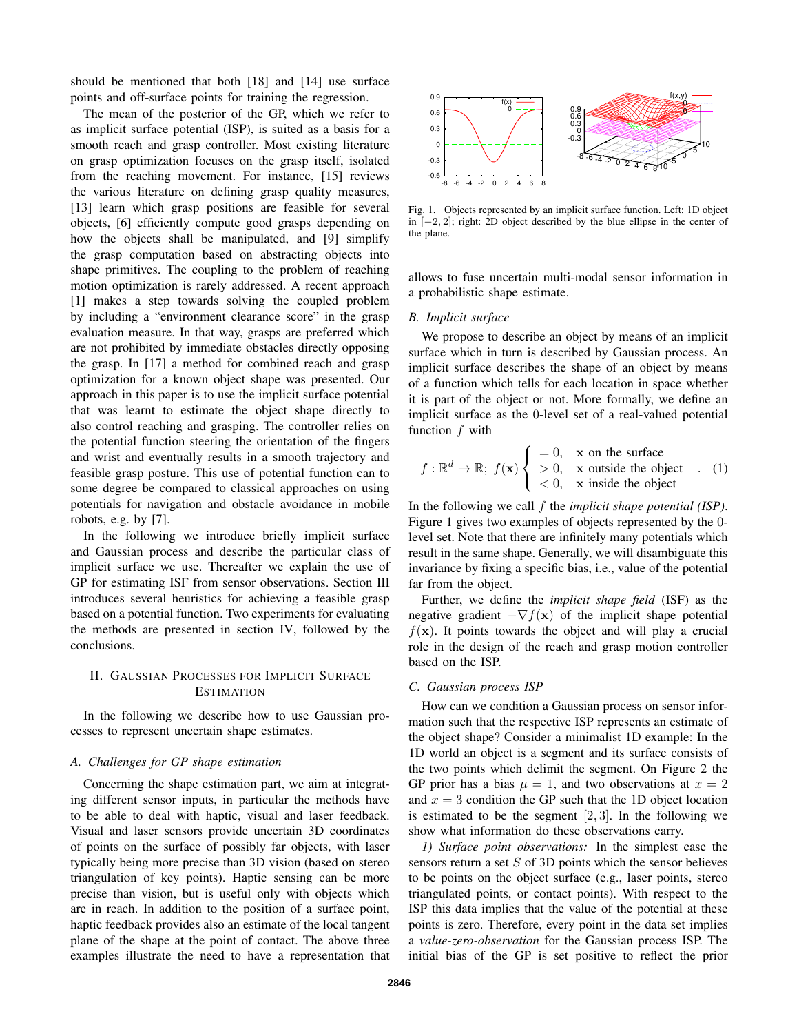should be mentioned that both [18] and [14] use surface points and off-surface points for training the regression.

The mean of the posterior of the GP, which we refer to as implicit surface potential (ISP), is suited as a basis for a smooth reach and grasp controller. Most existing literature on grasp optimization focuses on the grasp itself, isolated from the reaching movement. For instance, [15] reviews the various literature on defining grasp quality measures, [13] learn which grasp positions are feasible for several objects, [6] efficiently compute good grasps depending on how the objects shall be manipulated, and [9] simplify the grasp computation based on abstracting objects into shape primitives. The coupling to the problem of reaching motion optimization is rarely addressed. A recent approach [1] makes a step towards solving the coupled problem by including a "environment clearance score" in the grasp evaluation measure. In that way, grasps are preferred which are not prohibited by immediate obstacles directly opposing the grasp. In [17] a method for combined reach and grasp optimization for a known object shape was presented. Our approach in this paper is to use the implicit surface potential that was learnt to estimate the object shape directly to also control reaching and grasping. The controller relies on the potential function steering the orientation of the fingers and wrist and eventually results in a smooth trajectory and feasible grasp posture. This use of potential function can to some degree be compared to classical approaches on using potentials for navigation and obstacle avoidance in mobile robots, e.g. by [7].

In the following we introduce briefly implicit surface and Gaussian process and describe the particular class of implicit surface we use. Thereafter we explain the use of GP for estimating ISF from sensor observations. Section III introduces several heuristics for achieving a feasible grasp based on a potential function. Two experiments for evaluating the methods are presented in section IV, followed by the conclusions.

## II. Gaussian Processes for Implicit Surface Estimation

In the following we describe how to use Gaussian processes to represent uncertain shape estimates.

### A. Challenges for GP shape estimation

Concerning the shape estimation part, we aim at integrating different sensor inputs, in particular the methods have to be able to deal with haptic, visual and laser feedback. Visual and laser sensors provide uncertain 3D coordinates of points on the surface of possibly far objects, with laser typically being more precise than 3D vision (based on stereo triangulation of key points). Haptic sensing can be more precise than vision, but is useful only with objects which are in reach. In addition to the position of a surface point, haptic feedback provides also an estimate of the local tangent plane of the shape at the point of contact. The above three examples illustrate the need to have a representation that allows to fuse uncertain multi-modal sensor information in a probabilistic shape estimate.

Fig. 1. Objects represented by an implicit surface function. Left: 1D object in $[-2, 2]$; right: 2D object described by the blue ellipse in the center of the plane.

### B. Implicit surface

We propose to describe an object by means of an implicit surface which in turn is described by Gaussian process. An implicit surface describes the shape of an object by means of a function which tells for each location in space whether it is part of the object or not. More formally, we define an implicit surface as the 0-level set of a real-valued potential function $f$ with

$$f : \mathbb{R}^d \to \mathbb{R};\; f(\mathbf{x}) \begin{cases} = 0, & \mathbf{x} \text{ on the surface} \\ > 0, & \mathbf{x} \text{ outside the object} \\ < 0, & \mathbf{x} \text{ inside the object} \end{cases} . \quad (1)$$

In the following we call $f$ the *implicit shape potential (ISP)*. Figure 1 gives two examples of objects represented by the 0-level set. Note that there are infinitely many potentials which result in the same shape. Generally, we will disambiguate this invariance by fixing a specific bias, i.e., value of the potential far from the object.

Further, we define the *implicit shape field* (ISF) as the negative gradient $-\nabla f(\mathbf{x})$ of the implicit shape potential $f(\mathbf{x})$. It points towards the object and will play a crucial role in the design of the reach and grasp motion controller based on the ISP.

### C. Gaussian process ISP

How can we condition a Gaussian process on sensor information such that the respective ISP represents an estimate of the object shape? Consider a minimalist 1D example: In the 1D world an object is a segment and its surface consists of the two points which delimit the segment. On Figure 2 the GP prior has a bias $\mu = 1$, and two observations at $x = 2$ and $x = 3$ condition the GP such that the 1D object location is estimated to be the segment $[2, 3]$. In the following we show what information do these observations carry.

*1) Surface point observations:* In the simplest case the sensors return a set $S$ of 3D points which the sensor believes to be points on the object surface (e.g., laser points, stereo triangulated points, or contact points). With respect to the ISP this data implies that the value of the potential at these points is zero. Therefore, every point in the data set implies a *value-zero-observation* for the Gaussian process ISP. The initial bias of the GP is set positive to reflect the prior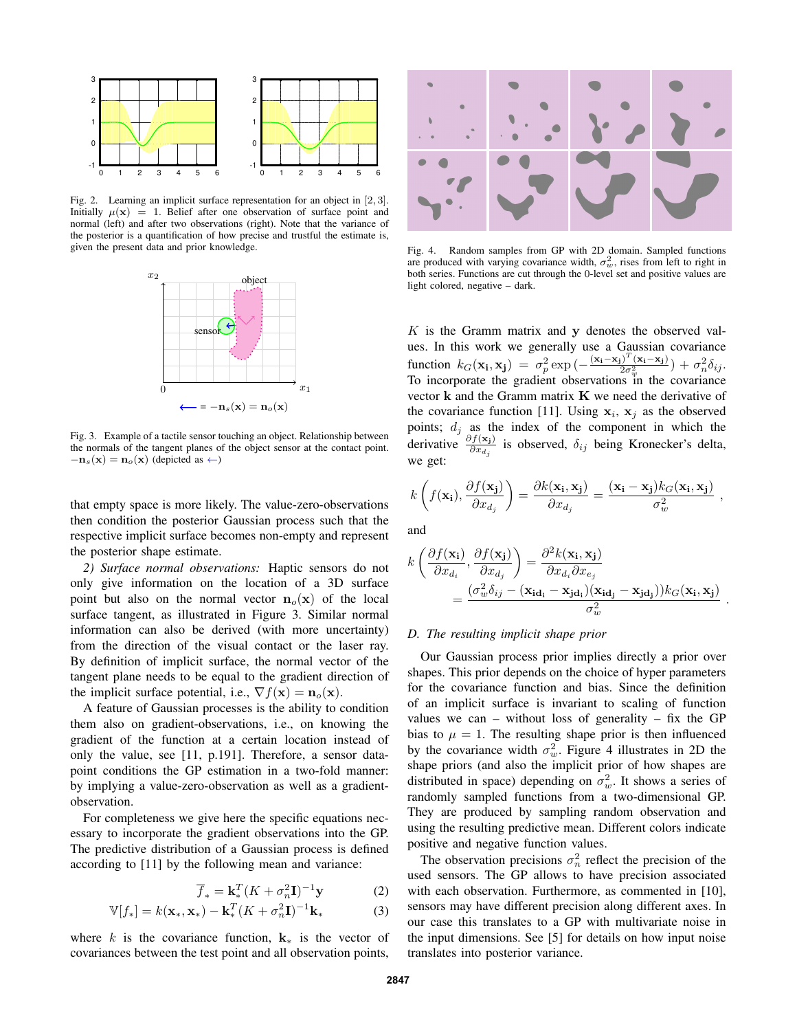Fig. 2. Learning an implicit surface representation for an object in $[2, 3]$. Initially $\mu(\mathbf{x}) = 1$. Belief after one observation of surface point and normal (left) and after two observations (right). Note that the variance of the posterior is a quantification of how precise and trustful the estimate is, given the present data and prior knowledge.

Fig. 3. Example of a tactile sensor touching an object. Relationship between the normals of the tangent planes of the object sensor at the contact point. $-\mathbf{n}_s(\mathbf{x}) = \mathbf{n}_o(\mathbf{x})$ (depicted as $\leftarrow$)

that empty space is more likely. The value-zero-observations then condition the posterior Gaussian process such that the respective implicit surface becomes non-empty and represent the posterior shape estimate.

*2) Surface normal observations:* Haptic sensors do not only give information on the location of a 3D surface point but also on the normal vector $\mathbf{n}_o(\mathbf{x})$ of the local surface tangent, as illustrated in Figure 3. Similar normal information can also be derived (with more uncertainty) from the direction of the visual contact or the laser ray. By definition of implicit surface, the normal vector of the tangent plane needs to be equal to the gradient direction of the implicit surface potential, i.e., $\nabla f(\mathbf{x}) = \mathbf{n}_o(\mathbf{x})$.

A feature of Gaussian processes is the ability to condition them also on gradient-observations, i.e., on knowing the gradient of the function at a certain location instead of only the value, see [11, p.191]. Therefore, a sensor data-point conditions the GP estimation in a two-fold manner: by implying a value-zero-observation as well as a gradient-observation.

For completeness we give here the specific equations necessary to incorporate the gradient observations into the GP. The predictive distribution of a Gaussian process is defined according to [11] by the following mean and variance:

$$\overline{f}_* = \mathbf{k}_*^T (K + \sigma_n^2 \mathbf{I})^{-1} \mathbf{y} \qquad (2)$$

$$\mathbb{V}[f_*] = k(\mathbf{x}_*, \mathbf{x}_*) - \mathbf{k}_*^T (K + \sigma_n^2 \mathbf{I})^{-1} \mathbf{k}_* \qquad (3)$$

where $k$ is the covariance function, $\mathbf{k}_*$ is the vector of covariances between the test point and all observation points,

Fig. 4. Random samples from GP with 2D domain. Sampled functions are produced with varying covariance width, $\sigma_w^2$, rises from left to right in both series. Functions are cut through the 0-level set and positive values are light colored, negative – dark.

$K$ is the Gramm matrix and $\mathbf{y}$ denotes the observed values. In this work we generally use a Gaussian covariance function $k_G(\mathbf{x_i}, \mathbf{x_j}) = \sigma_p^2 \exp\left(-\frac{(\mathbf{x_i}-\mathbf{x_j})^T(\mathbf{x_i}-\mathbf{x_j})}{2\sigma_w^2}\right) + \sigma_n^2 \delta_{ij}$. To incorporate the gradient observations in the covariance vector $\mathbf{k}$ and the Gramm matrix $\mathbf{K}$ we need the derivative of the covariance function [11]. Using $\mathbf{x}_i$, $\mathbf{x}_j$ as the observed points; $d_j$ as the index of the component in which the derivative $\frac{\partial f(\mathbf{x_j})}{\partial x_{d_j}}$ is observed, $\delta_{ij}$ being Kronecker's delta, we get:

$$k\left(f(\mathbf{x_i}), \frac{\partial f(\mathbf{x_j})}{\partial x_{d_j}}\right) = \frac{\partial k(\mathbf{x_i}, \mathbf{x_j})}{\partial x_{d_j}} = \frac{(\mathbf{x_i} - \mathbf{x_j}) k_G(\mathbf{x_i}, \mathbf{x_j})}{\sigma_w^2} \ ,$$

and

$$k\left(\frac{\partial f(\mathbf{x_i})}{\partial x_{d_i}}, \frac{\partial f(\mathbf{x_j})}{\partial x_{d_j}}\right) = \frac{\partial^2 k(\mathbf{x_i}, \mathbf{x_j})}{\partial x_{d_i} \partial x_{e_j}}$$
$$= \frac{(\sigma_w^2 \delta_{ij} - (\mathbf{x_{id_i}} - \mathbf{x_{jd_i}})(\mathbf{x_{id_j}} - \mathbf{x_{jd_j}})) k_G(\mathbf{x_i}, \mathbf{x_j})}{\sigma_w^2} \ .$$

### D. The resulting implicit shape prior

Our Gaussian process prior implies directly a prior over shapes. This prior depends on the choice of hyper parameters for the covariance function and bias. Since the definition of an implicit surface is invariant to scaling of function values we can – without loss of generality – fix the GP bias to $\mu = 1$. The resulting shape prior is then influenced by the covariance width $\sigma_w^2$. Figure 4 illustrates in 2D the shape priors (and also the implicit prior of how shapes are distributed in space) depending on $\sigma_w^2$. It shows a series of randomly sampled functions from a two-dimensional GP. They are produced by sampling random observation and using the resulting predictive mean. Different colors indicate positive and negative function values.

The observation precisions $\sigma_n^2$ reflect the precision of the used sensors. The GP allows to have precision associated with each observation. Furthermore, as commented in [10], sensors may have different precision along different axes. In our case this translates to a GP with multivariate noise in the input dimensions. See [5] for details on how input noise translates into posterior variance.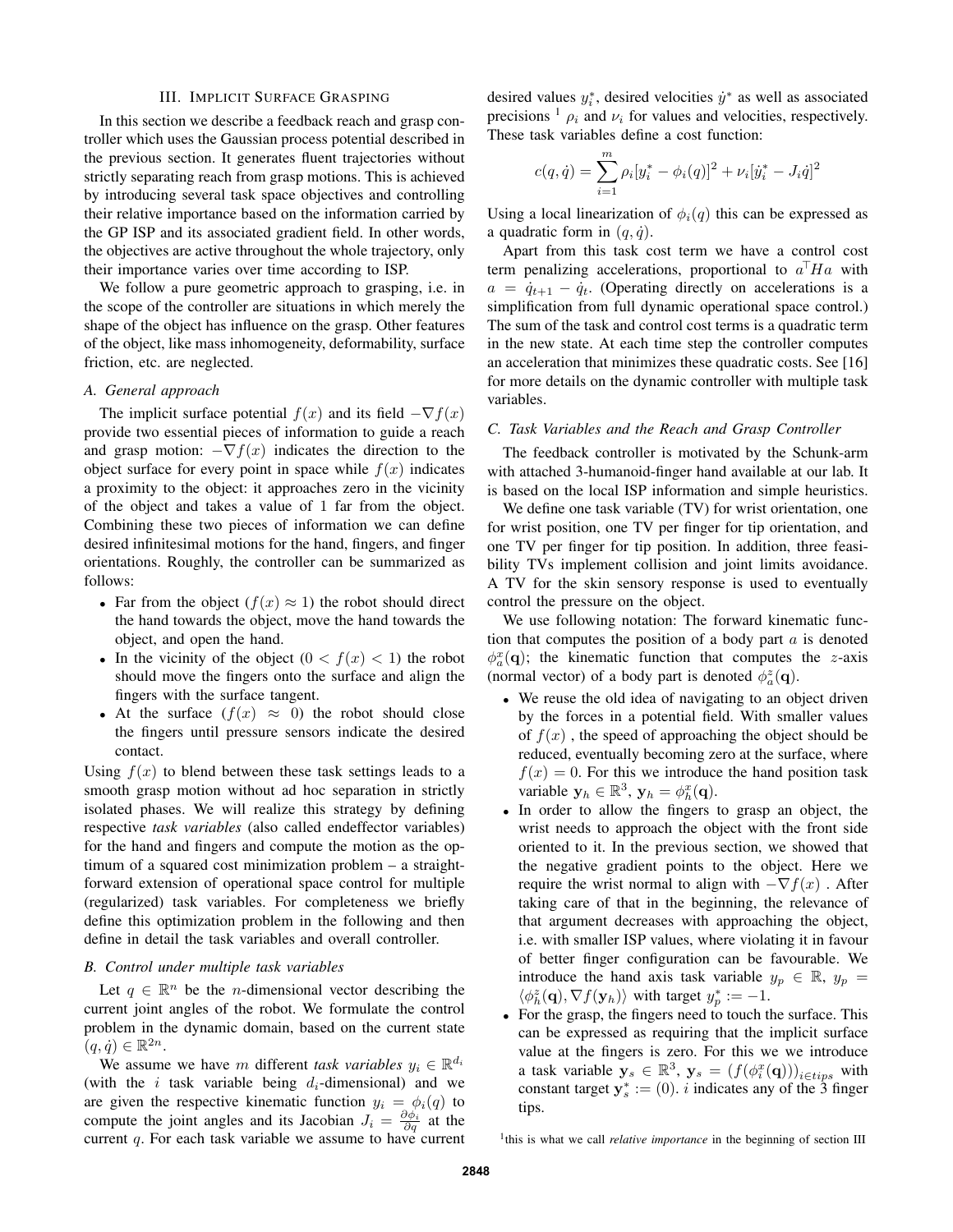## III. Implicit Surface Grasping

In this section we describe a feedback reach and grasp controller which uses the Gaussian process potential described in the previous section. It generates fluent trajectories without strictly separating reach from grasp motions. This is achieved by introducing several task space objectives and controlling their relative importance based on the information carried by the GP ISP and its associated gradient field. In other words, the objectives are active throughout the whole trajectory, only their importance varies over time according to ISP.

We follow a pure geometric approach to grasping, i.e. in the scope of the controller are situations in which merely the shape of the object has influence on the grasp. Other features of the object, like mass inhomogeneity, deformability, surface friction, etc. are neglected.

### A. General approach

The implicit surface potential $f(x)$ and its field $-\nabla f(x)$ provide two essential pieces of information to guide a reach and grasp motion: $-\nabla f(x)$ indicates the direction to the object surface for every point in space while $f(x)$ indicates a proximity to the object: it approaches zero in the vicinity of the object and takes a value of 1 far from the object. Combining these two pieces of information we can define desired infinitesimal motions for the hand, fingers, and finger orientations. Roughly, the controller can be summarized as follows:

- Far from the object ($f(x) \approx 1$) the robot should direct the hand towards the object, move the hand towards the object, and open the hand.
- In the vicinity of the object ($0 < f(x) < 1$) the robot should move the fingers onto the surface and align the fingers with the surface tangent.
- At the surface ($f(x) \approx 0$) the robot should close the fingers until pressure sensors indicate the desired contact.

Using $f(x)$ to blend between these task settings leads to a smooth grasp motion without ad hoc separation in strictly isolated phases. We will realize this strategy by defining respective *task variables* (also called endeffector variables) for the hand and fingers and compute the motion as the optimum of a squared cost minimization problem – a straightforward extension of operational space control for multiple (regularized) task variables. For completeness we briefly define this optimization problem in the following and then define in detail the task variables and overall controller.

### B. Control under multiple task variables

Let $q \in \mathbb{R}^n$ be the $n$-dimensional vector describing the current joint angles of the robot. We formulate the control problem in the dynamic domain, based on the current state $(q, \dot{q}) \in \mathbb{R}^{2n}$.

We assume we have $m$ different *task variables* $y_i \in \mathbb{R}^{d_i}$ (with the $i$ task variable being $d_i$-dimensional) and we are given the respective kinematic function $y_i = \phi_i(q)$ to compute the joint angles and its Jacobian $J_i = \frac{\partial \phi_i}{\partial q}$ at the current $q$. For each task variable we assume to have current desired values $y_i^*$, desired velocities $\dot{y}^*$ as well as associated precisions [1] $\rho_i$ and $\nu_i$ for values and velocities, respectively. These task variables define a cost function:

$$c(q, \dot{q}) = \sum_{i=1}^{m} \rho_i [y_i^* - \phi_i(q)]^2 + \nu_i [\dot{y}_i^* - J_i \dot{q}]^2$$

Using a local linearization of $\phi_i(q)$ this can be expressed as a quadratic form in $(q, \dot{q})$.

Apart from this task cost term we have a control cost term penalizing accelerations, proportional to $a^\top H a$ with $a = \dot{q}_{t+1} - \dot{q}_t$. (Operating directly on accelerations is a simplification from full dynamic operational space control.) The sum of the task and control cost terms is a quadratic term in the new state. At each time step the controller computes an acceleration that minimizes these quadratic costs. See [16] for more details on the dynamic controller with multiple task variables.

### C. Task Variables and the Reach and Grasp Controller

The feedback controller is motivated by the Schunk-arm with attached 3-humanoid-finger hand available at our lab. It is based on the local ISP information and simple heuristics.

We define one task variable (TV) for wrist orientation, one for wrist position, one TV per finger for tip orientation, and one TV per finger for tip position. In addition, three feasibility TVs implement collision and joint limits avoidance. A TV for the skin sensory response is used to eventually control the pressure on the object.

We use following notation: The forward kinematic function that computes the position of a body part $a$ is denoted $\phi_a^x(\mathbf{q})$; the kinematic function that computes the $z$-axis (normal vector) of a body part is denoted $\phi_a^z(\mathbf{q})$.

- We reuse the old idea of navigating to an object driven by the forces in a potential field. With smaller values of $f(x)$ , the speed of approaching the object should be reduced, eventually becoming zero at the surface, where $f(x) = 0$. For this we introduce the hand position task variable $\mathbf{y}_h \in \mathbb{R}^3$, $\mathbf{y}_h = \phi_h^x(\mathbf{q})$.
- In order to allow the fingers to grasp an object, the wrist needs to approach the object with the front side oriented to it. In the previous section, we showed that the negative gradient points to the object. Here we require the wrist normal to align with $-\nabla f(x)$ . After taking care of that in the beginning, the relevance of that argument decreases with approaching the object, i.e. with smaller ISP values, where violating it in favour of better finger configuration can be favourable. We introduce the hand axis task variable $y_p \in \mathbb{R}$, $y_p = \langle \phi_h^z(\mathbf{q}), \nabla f(\mathbf{y}_h) \rangle$ with target $y_p^* := -1$.
- For the grasp, the fingers need to touch the surface. This can be expressed as requiring that the implicit surface value at the fingers is zero. For this we we introduce a task variable $\mathbf{y}_s \in \mathbb{R}^3$, $\mathbf{y}_s = (f(\phi_i^x(\mathbf{q})))_{i \in tips}$ with constant target $\mathbf{y}_s^* := (0)$. $i$ indicates any of the 3 finger tips.

[1] this is what we call *relative importance* in the beginning of section III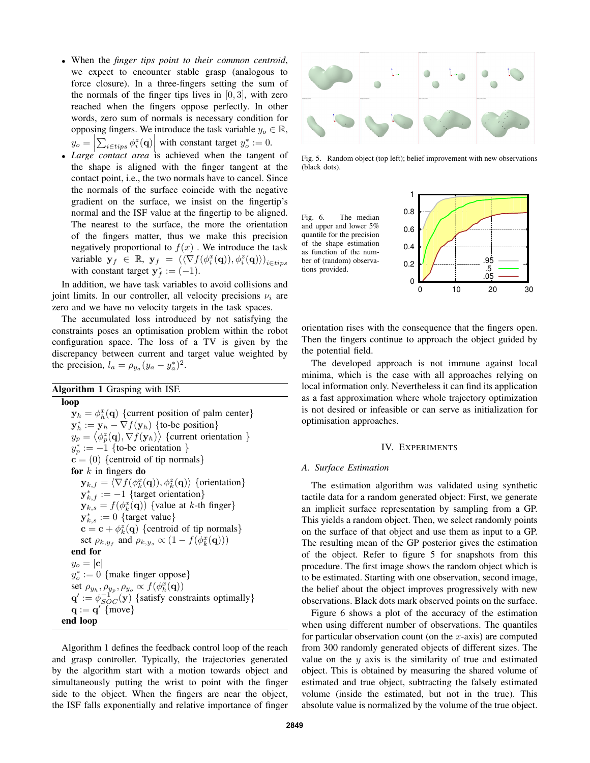- When the *finger tips point to their common centroid*, we expect to encounter stable grasp (analogous to force closure). In a three-fingers setting the sum of the normals of the finger tips lives in $[0, 3]$, with zero reached when the fingers oppose perfectly. In other words, zero sum of normals is necessary condition for opposing fingers. We introduce the task variable $y_o \in \mathbb{R}$, $y_o = \left|\sum_{i \in tips} \phi_i^z(\mathbf{q})\right|$ with constant target $y_o^* := 0$.
- *Large contact area* is achieved when the tangent of the shape is aligned with the finger tangent at the contact point, i.e., the two normals have to cancel. Since the normals of the surface coincide with the negative gradient on the surface, we insist on the fingertip's normal and the ISF value at the fingertip to be aligned. The nearest to the surface, the more the orientation of the fingers matter, thus we make this precision negatively proportional to $f(x)$ . We introduce the task variable $\mathbf{y}_f \in \mathbb{R}$, $\mathbf{y}_f = (\langle \nabla f(\phi_i^x(\mathbf{q})), \phi_i^z(\mathbf{q})\rangle)_{i \in tips}$ with constant target $\mathbf{y}_f^* := (-1)$.

In addition, we have task variables to avoid collisions and joint limits. In our controller, all velocity precisions $\nu_i$ are zero and we have no velocity targets in the task spaces.

The accumulated loss introduced by not satisfying the constraints poses an optimisation problem within the robot configuration space. The loss of a TV is given by the discrepancy between current and target value weighted by the precision, $l_a = \rho_{y_a}(y_a - y_a^*)^2$.

**Algorithm 1** Grasping with ISF.

```
loop
    y_h = φ_h^x(q) {current position of palm center}
    y_h^* := y_h − ∇f(y_h) {to-be position}
    y_p = ⟨φ_p^z(q), ∇f(y_h)⟩ {current orientation }
    y_p^* := −1 {to-be orientation }
    c = (0) {centroid of tip normals}
    for k in fingers do
        y_{k,f} = ⟨∇f(φ_k^x(q)), φ_k^z(q)⟩ {orientation}
        y_{k,f}^* := −1 {target orientation}
        y_{k,s} = f(φ_k^x(q)) {value at k-th finger}
        y_{k,s}^* := 0 {target value}
        c = c + φ_k^z(q) {centroid of tip normals}
        set ρ_{k,y_f} and ρ_{k,y_s} ∝ (1 − f(φ_k^x(q)))
    end for
    y_o = |c|
    y_o^* := 0 {make finger oppose}
    set ρ_{y_h}, ρ_{y_p}, ρ_{y_o} ∝ f(φ_h^x(q))
    q' := φ_{SOC}^{-1}(y) {satisfy constraints optimally}
    q := q' {move}
end loop
```

Algorithm 1 defines the feedback control loop of the reach and grasp controller. Typically, the trajectories generated by the algorithm start with a motion towards object and simultaneously putting the wrist to point with the finger side to the object. When the fingers are near the object, the ISF falls exponentially and relative importance of finger orientation rises with the consequence that the fingers open. Then the fingers continue to approach the object guided by the potential field.

The developed approach is not immune against local minima, which is the case with all approaches relying on local information only. Nevertheless it can find its application as a fast approximation where whole trajectory optimization is not desired or infeasible or can serve as initialization for optimisation approaches.

Fig. 5. Random object (top left); belief improvement with new observations (black dots).

Fig. 6. The median and upper and lower 5% quantile for the precision of the shape estimation as function of the number of (random) observations provided.

## IV. Experiments

### A. Surface Estimation

The estimation algorithm was validated using synthetic tactile data for a random generated object: First, we generate an implicit surface representation by sampling from a GP. This yields a random object. Then, we select randomly points on the surface of that object and use them as input to a GP. The resulting mean of the GP posterior gives the estimation of the object. Refer to figure 5 for snapshots from this procedure. The first image shows the random object which is to be estimated. Starting with one observation, second image, the belief about the object improves progressively with new observations. Black dots mark observed points on the surface.

Figure 6 shows a plot of the accuracy of the estimation when using different number of observations. The quantiles for particular observation count (on the $x$-axis) are computed from 300 randomly generated objects of different sizes. The value on the $y$ axis is the similarity of true and estimated object. This is obtained by measuring the shared volume of estimated and true object, subtracting the falsely estimated volume (inside the estimated, but not in the true). This absolute value is normalized by the volume of the true object.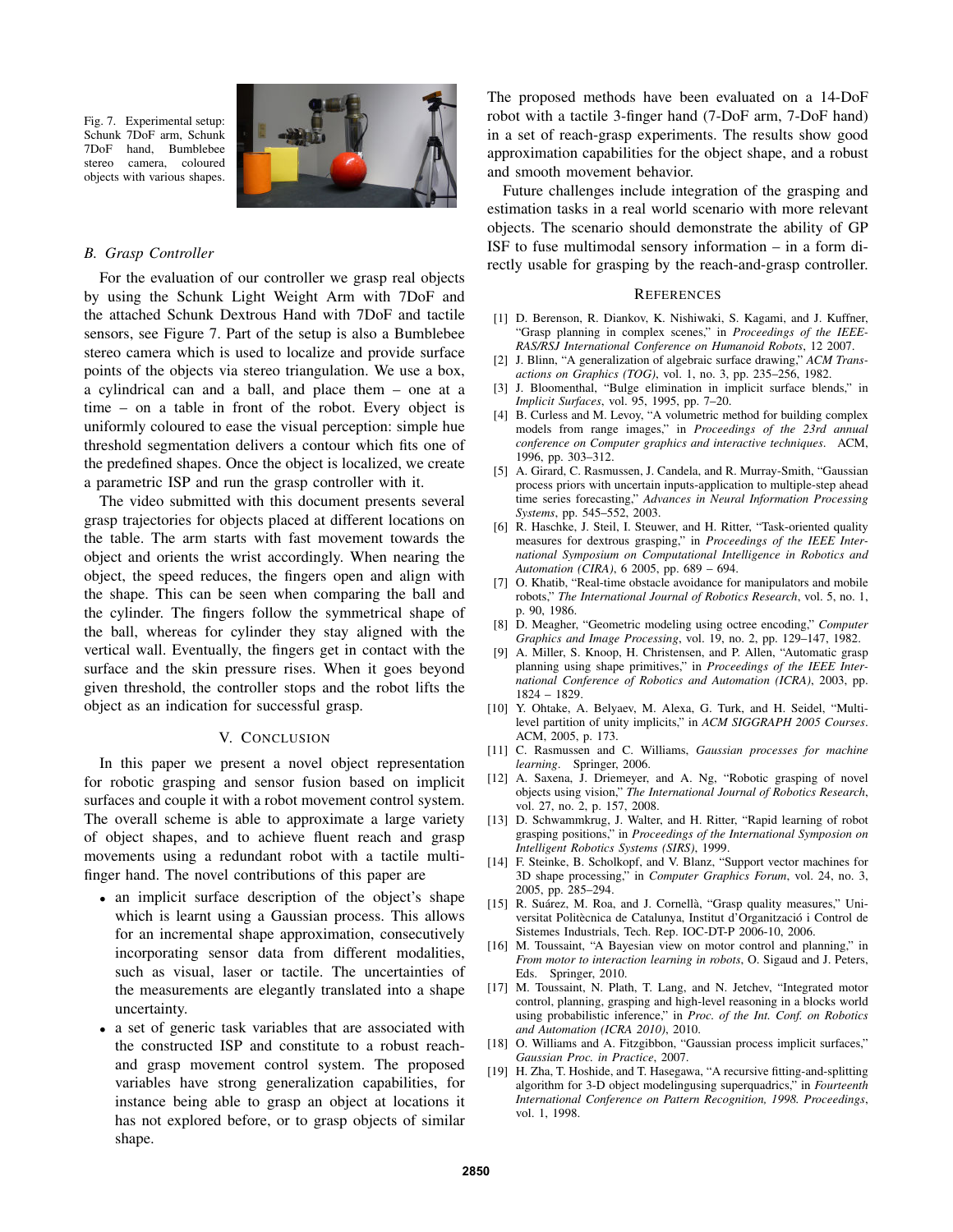Fig. 7. Experimental setup: Schunk 7DoF arm, Schunk 7DoF hand, Bumblebee stereo camera, coloured objects with various shapes.

### B. Grasp Controller

For the evaluation of our controller we grasp real objects by using the Schunk Light Weight Arm with 7DoF and the attached Schunk Dextrous Hand with 7DoF and tactile sensors, see Figure 7. Part of the setup is also a Bumblebee stereo camera which is used to localize and provide surface points of the objects via stereo triangulation. We use a box, a cylindrical can and a ball, and place them – one at a time – on a table in front of the robot. Every object is uniformly coloured to ease the visual perception: simple hue threshold segmentation delivers a contour which fits one of the predefined shapes. Once the object is localized, we create a parametric ISP and run the grasp controller with it.

The video submitted with this document presents several grasp trajectories for objects placed at different locations on the table. The arm starts with fast movement towards the object and orients the wrist accordingly. When nearing the object, the speed reduces, the fingers open and align with the shape. This can be seen when comparing the ball and the cylinder. The fingers follow the symmetrical shape of the ball, whereas for cylinder they stay aligned with the vertical wall. Eventually, the fingers get in contact with the surface and the skin pressure rises. When it goes beyond given threshold, the controller stops and the robot lifts the object as an indication for successful grasp.

## V. Conclusion

In this paper we present a novel object representation for robotic grasping and sensor fusion based on implicit surfaces and couple it with a robot movement control system. The overall scheme is able to approximate a large variety of object shapes, and to achieve fluent reach and grasp movements using a redundant robot with a tactile multi-finger hand. The novel contributions of this paper are

- an implicit surface description of the object's shape which is learnt using a Gaussian process. This allows for an incremental shape approximation, consecutively incorporating sensor data from different modalities, such as visual, laser or tactile. The uncertainties of the measurements are elegantly translated into a shape uncertainty.
- a set of generic task variables that are associated with the constructed ISP and constitute to a robust reach- and grasp movement control system. The proposed variables have strong generalization capabilities, for instance being able to grasp an object at locations it has not explored before, or to grasp objects of similar shape.

The proposed methods have been evaluated on a 14-DoF robot with a tactile 3-finger hand (7-DoF arm, 7-DoF hand) in a set of reach-grasp experiments. The results show good approximation capabilities for the object shape, and a robust and smooth movement behavior.

Future challenges include integration of the grasping and estimation tasks in a real world scenario with more relevant objects. The scenario should demonstrate the ability of GP ISF to fuse multimodal sensory information – in a form directly usable for grasping by the reach-and-grasp controller.

## References

[1] D. Berenson, R. Diankov, K. Nishiwaki, S. Kagami, and J. Kuffner, "Grasp planning in complex scenes," in *Proceedings of the IEEE-RAS/RSJ International Conference on Humanoid Robots*, 12 2007.

[2] J. Blinn, "A generalization of algebraic surface drawing," *ACM Transactions on Graphics (TOG)*, vol. 1, no. 3, pp. 235–256, 1982.

[3] J. Bloomenthal, "Bulge elimination in implicit surface blends," in *Implicit Surfaces*, vol. 95, 1995, pp. 7–20.

[4] B. Curless and M. Levoy, "A volumetric method for building complex models from range images," in *Proceedings of the 23rd annual conference on Computer graphics and interactive techniques*. ACM, 1996, pp. 303–312.

[5] A. Girard, C. Rasmussen, J. Candela, and R. Murray-Smith, "Gaussian process priors with uncertain inputs-application to multiple-step ahead time series forecasting," *Advances in Neural Information Processing Systems*, pp. 545–552, 2003.

[6] R. Haschke, J. Steil, I. Steuwer, and H. Ritter, "Task-oriented quality measures for dextrous grasping," in *Proceedings of the IEEE International Symposium on Computational Intelligence in Robotics and Automation (CIRA)*, 6 2005, pp. 689 – 694.

[7] O. Khatib, "Real-time obstacle avoidance for manipulators and mobile robots," *The International Journal of Robotics Research*, vol. 5, no. 1, p. 90, 1986.

[8] D. Meagher, "Geometric modeling using octree encoding," *Computer Graphics and Image Processing*, vol. 19, no. 2, pp. 129–147, 1982.

[9] A. Miller, S. Knoop, H. Christensen, and P. Allen, "Automatic grasp planning using shape primitives," in *Proceedings of the IEEE International Conference of Robotics and Automation (ICRA)*, 2003, pp. 1824 – 1829.

[10] Y. Ohtake, A. Belyaev, M. Alexa, G. Turk, and H. Seidel, "Multi-level partition of unity implicits," in *ACM SIGGRAPH 2005 Courses*. ACM, 2005, p. 173.

[11] C. Rasmussen and C. Williams, *Gaussian processes for machine learning*. Springer, 2006.

[12] A. Saxena, J. Driemeyer, and A. Ng, "Robotic grasping of novel objects using vision," *The International Journal of Robotics Research*, vol. 27, no. 2, p. 157, 2008.

[13] D. Schwammkrug, J. Walter, and H. Ritter, "Rapid learning of robot grasping positions," in *Proceedings of the International Symposion on Intelligent Robotics Systems (SIRS)*, 1999.

[14] F. Steinke, B. Scholkopf, and V. Blanz, "Support vector machines for 3D shape processing," in *Computer Graphics Forum*, vol. 24, no. 3, 2005, pp. 285–294.

[15] R. Suárez, M. Roa, and J. Cornellà, "Grasp quality measures," Universitat Politècnica de Catalunya, Institut d'Organització i Control de Sistemes Industrials, Tech. Rep. IOC-DT-P 2006-10, 2006.

[16] M. Toussaint, "A Bayesian view on motor control and planning," in *From motor to interaction learning in robots*, O. Sigaud and J. Peters, Eds. Springer, 2010.

[17] M. Toussaint, N. Plath, T. Lang, and N. Jetchev, "Integrated motor control, planning, grasping and high-level reasoning in a blocks world using probabilistic inference," in *Proc. of the Int. Conf. on Robotics and Automation (ICRA 2010)*, 2010.

[18] O. Williams and A. Fitzgibbon, "Gaussian process implicit surfaces," *Gaussian Proc. in Practice*, 2007.

[19] H. Zha, T. Hoshide, and T. Hasegawa, "A recursive fitting-and-splitting algorithm for 3-D object modelingusing superquadrics," in *Fourteenth International Conference on Pattern Recognition, 1998. Proceedings*, vol. 1, 1998.